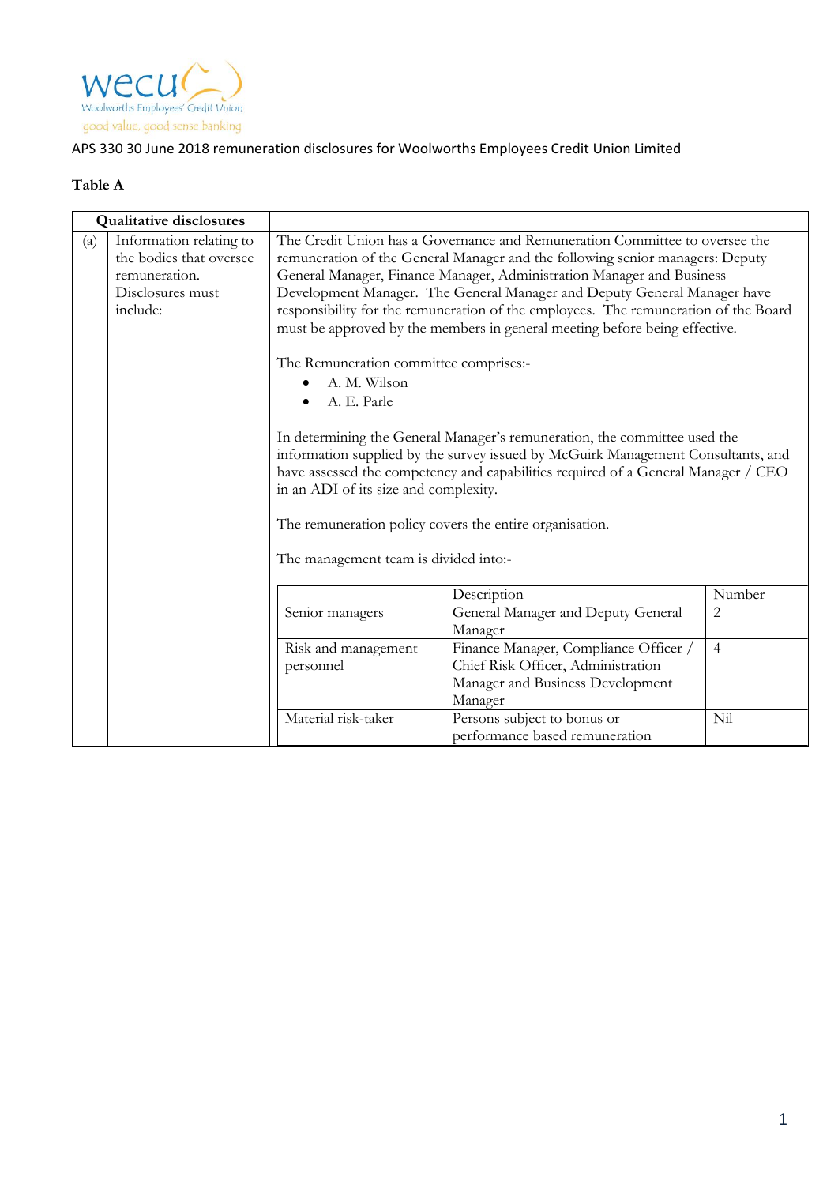wecu
Woolworths Employees' Credit Union
good value, good sense banking

APS 330 30 June 2018 remuneration disclosures for Woolworths Employees Credit Union Limited

**Table A**

| Qualitative disclosures | | |
|---|---|---|
| (a) | Information relating to the bodies that oversee remuneration. Disclosures must include: | The Credit Union has a Governance and Remuneration Committee to oversee the remuneration of the General Manager and the following senior managers: Deputy General Manager, Finance Manager, Administration Manager and Business Development Manager. The General Manager and Deputy General Manager have responsibility for the remuneration of the employees. The remuneration of the Board must be approved by the members in general meeting before being effective.<br><br>The Remuneration committee comprises:-<br>• A. M. Wilson<br>• A. E. Parle<br><br>In determining the General Manager's remuneration, the committee used the information supplied by the survey issued by McGuirk Management Consultants, and have assessed the competency and capabilities required of a General Manager / CEO in an ADI of its size and complexity.<br><br>The remuneration policy covers the entire organisation.<br><br>The management team is divided into:- |

| | Description | Number |
|---|---|---|
| Senior managers | General Manager and Deputy General Manager | 2 |
| Risk and management personnel | Finance Manager, Compliance Officer / Chief Risk Officer, Administration Manager and Business Development Manager | 4 |
| Material risk-taker | Persons subject to bonus or performance based remuneration | Nil |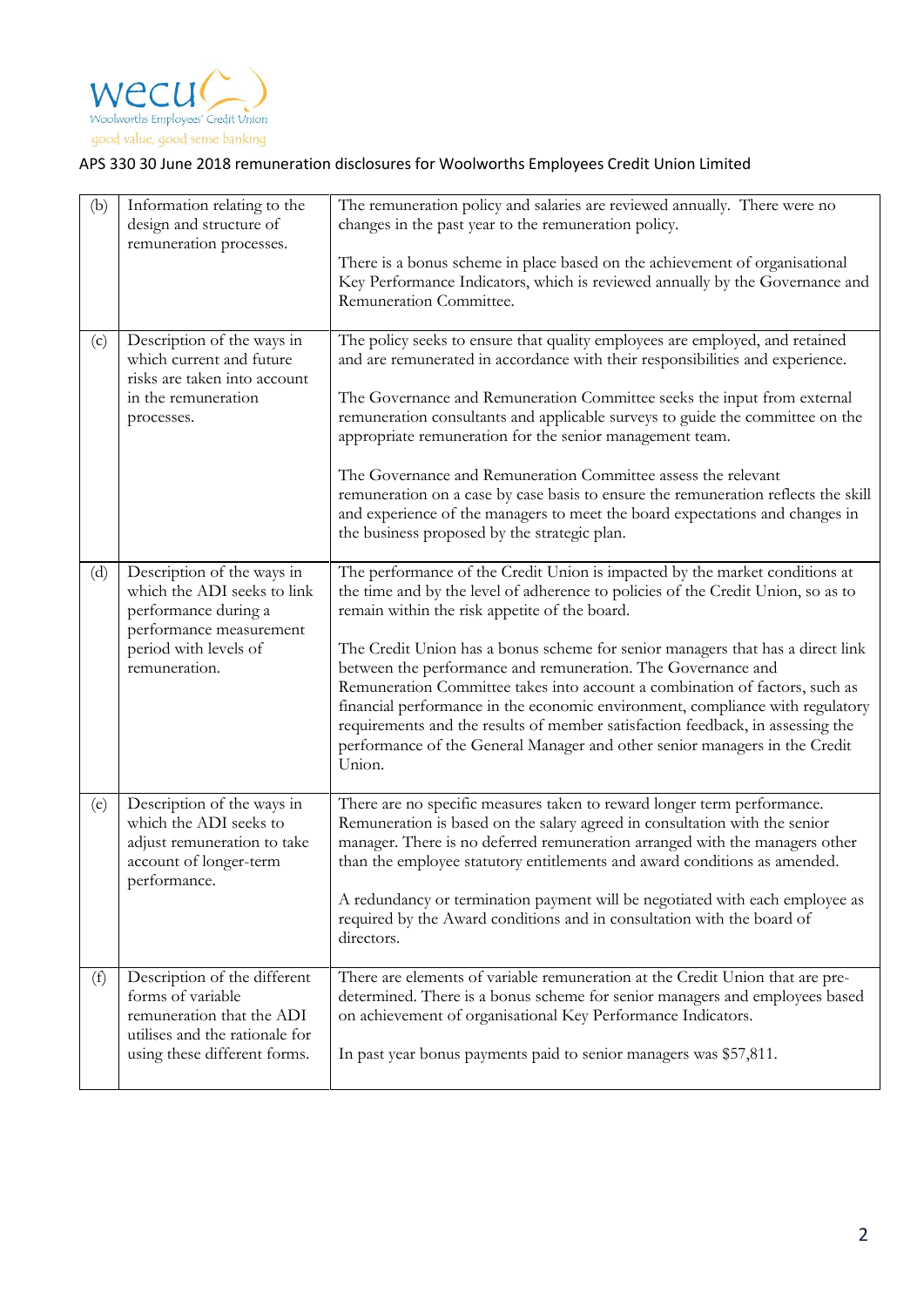APS 330 30 June 2018 remuneration disclosures for Woolworths Employees Credit Union Limited

| | | |
|---|---|---|
| (b) | Information relating to the design and structure of remuneration processes. | The remuneration policy and salaries are reviewed annually. There were no changes in the past year to the remuneration policy.<br><br>There is a bonus scheme in place based on the achievement of organisational Key Performance Indicators, which is reviewed annually by the Governance and Remuneration Committee. |
| (c) | Description of the ways in which current and future risks are taken into account in the remuneration processes. | The policy seeks to ensure that quality employees are employed, and retained and are remunerated in accordance with their responsibilities and experience.<br><br>The Governance and Remuneration Committee seeks the input from external remuneration consultants and applicable surveys to guide the committee on the appropriate remuneration for the senior management team.<br><br>The Governance and Remuneration Committee assess the relevant remuneration on a case by case basis to ensure the remuneration reflects the skill and experience of the managers to meet the board expectations and changes in the business proposed by the strategic plan. |
| (d) | Description of the ways in which the ADI seeks to link performance during a performance measurement period with levels of remuneration. | The performance of the Credit Union is impacted by the market conditions at the time and by the level of adherence to policies of the Credit Union, so as to remain within the risk appetite of the board.<br><br>The Credit Union has a bonus scheme for senior managers that has a direct link between the performance and remuneration. The Governance and Remuneration Committee takes into account a combination of factors, such as financial performance in the economic environment, compliance with regulatory requirements and the results of member satisfaction feedback, in assessing the performance of the General Manager and other senior managers in the Credit Union. |
| (e) | Description of the ways in which the ADI seeks to adjust remuneration to take account of longer-term performance. | There are no specific measures taken to reward longer term performance. Remuneration is based on the salary agreed in consultation with the senior manager. There is no deferred remuneration arranged with the managers other than the employee statutory entitlements and award conditions as amended.<br><br>A redundancy or termination payment will be negotiated with each employee as required by the Award conditions and in consultation with the board of directors. |
| (f) | Description of the different forms of variable remuneration that the ADI utilises and the rationale for using these different forms. | There are elements of variable remuneration at the Credit Union that are pre-determined. There is a bonus scheme for senior managers and employees based on achievement of organisational Key Performance Indicators.<br><br>In past year bonus payments paid to senior managers was $57,811. |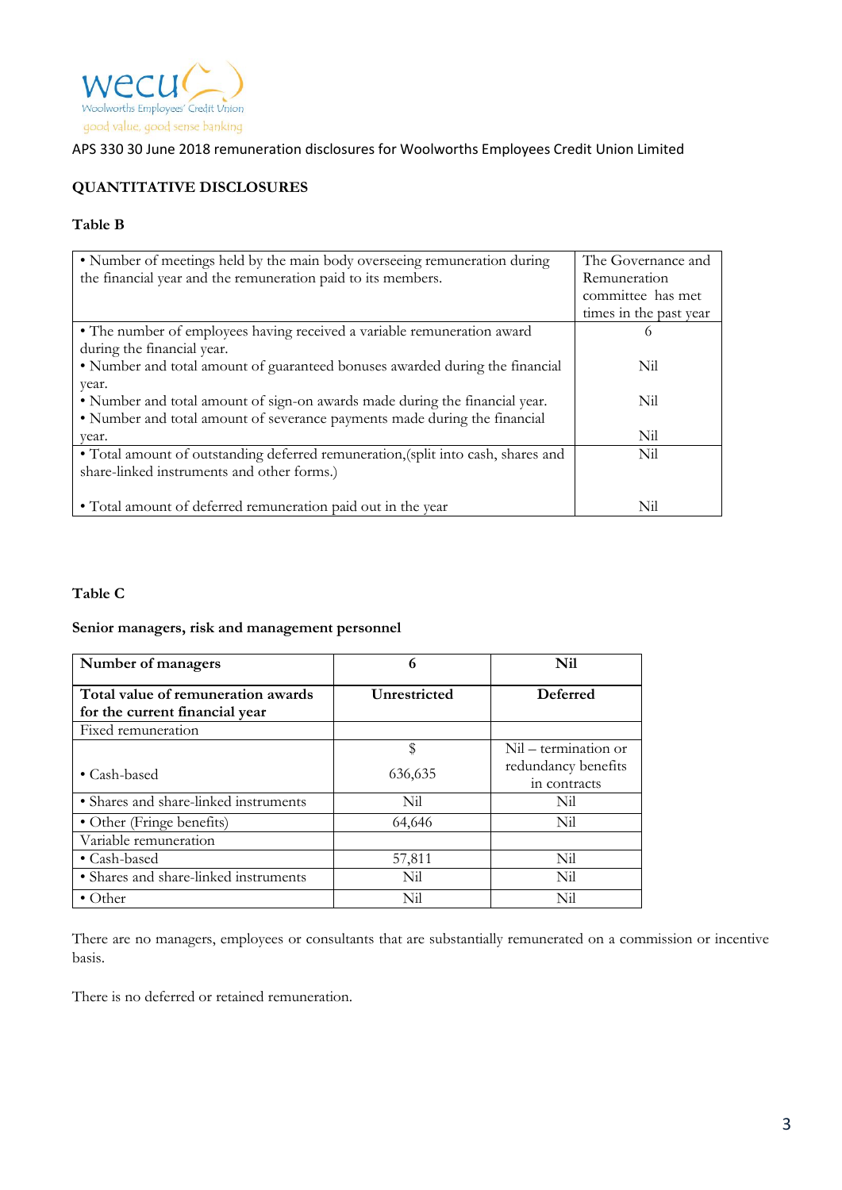wecu

Woolworths Employees' Credit Union

good value, good sense banking

APS 330 30 June 2018 remuneration disclosures for Woolworths Employees Credit Union Limited

**QUANTITATIVE DISCLOSURES**

**Table B**

| | |
|---|---|
| • Number of meetings held by the main body overseeing remuneration during the financial year and the remuneration paid to its members. | The Governance and Remuneration committee has met times in the past year |
| • The number of employees having received a variable remuneration award during the financial year.<br>• Number and total amount of guaranteed bonuses awarded during the financial year.<br>• Number and total amount of sign-on awards made during the financial year.<br>• Number and total amount of severance payments made during the financial year. | 6<br>Nil<br>Nil<br>Nil |
| • Total amount of outstanding deferred remuneration,(split into cash, shares and share-linked instruments and other forms.)<br><br>• Total amount of deferred remuneration paid out in the year | Nil<br><br>Nil |

**Table C**

**Senior managers, risk and management personnel**

| **Number of managers** | **6** | **Nil** |
|---|---|---|
| **Total value of remuneration awards for the current financial year** | **Unrestricted** | **Deferred** |
| Fixed remuneration | | |
| • Cash-based | $<br>636,635 | Nil – termination or redundancy benefits in contracts |
| • Shares and share-linked instruments | Nil | Nil |
| • Other (Fringe benefits) | 64,646 | Nil |
| Variable remuneration | | |
| • Cash-based | 57,811 | Nil |
| • Shares and share-linked instruments | Nil | Nil |
| • Other | Nil | Nil |

There are no managers, employees or consultants that are substantially remunerated on a commission or incentive basis.

There is no deferred or retained remuneration.